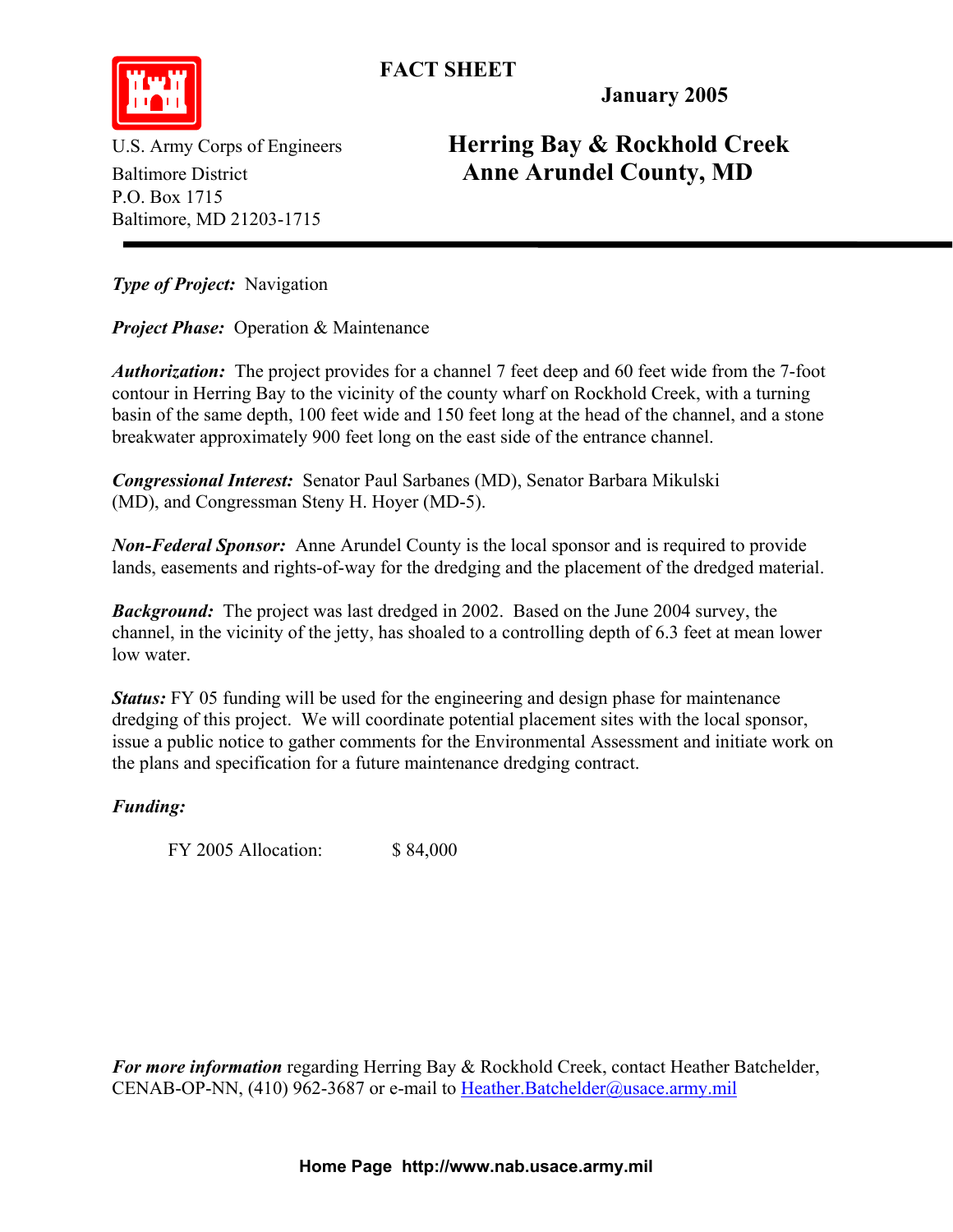**FACT SHEET**

**January 2005**

U.S. Army Corps of Engineers
Baltimore District
P.O. Box 1715
Baltimore, MD 21203-1715

# Herring Bay & Rockhold Creek
# Anne Arundel County, MD

***Type of Project:*** Navigation

***Project Phase:*** Operation & Maintenance

***Authorization:*** The project provides for a channel 7 feet deep and 60 feet wide from the 7-foot contour in Herring Bay to the vicinity of the county wharf on Rockhold Creek, with a turning basin of the same depth, 100 feet wide and 150 feet long at the head of the channel, and a stone breakwater approximately 900 feet long on the east side of the entrance channel.

***Congressional Interest:*** Senator Paul Sarbanes (MD), Senator Barbara Mikulski (MD), and Congressman Steny H. Hoyer (MD-5).

***Non-Federal Sponsor:*** Anne Arundel County is the local sponsor and is required to provide lands, easements and rights-of-way for the dredging and the placement of the dredged material.

***Background:*** The project was last dredged in 2002. Based on the June 2004 survey, the channel, in the vicinity of the jetty, has shoaled to a controlling depth of 6.3 feet at mean lower low water.

***Status:*** FY 05 funding will be used for the engineering and design phase for maintenance dredging of this project. We will coordinate potential placement sites with the local sponsor, issue a public notice to gather comments for the Environmental Assessment and initiate work on the plans and specification for a future maintenance dredging contract.

***Funding:***

FY 2005 Allocation: $ 84,000

***For more information*** regarding Herring Bay & Rockhold Creek, contact Heather Batchelder, CENAB-OP-NN, (410) 962-3687 or e-mail to Heather.Batchelder@usace.army.mil

**Home Page http://www.nab.usace.army.mil**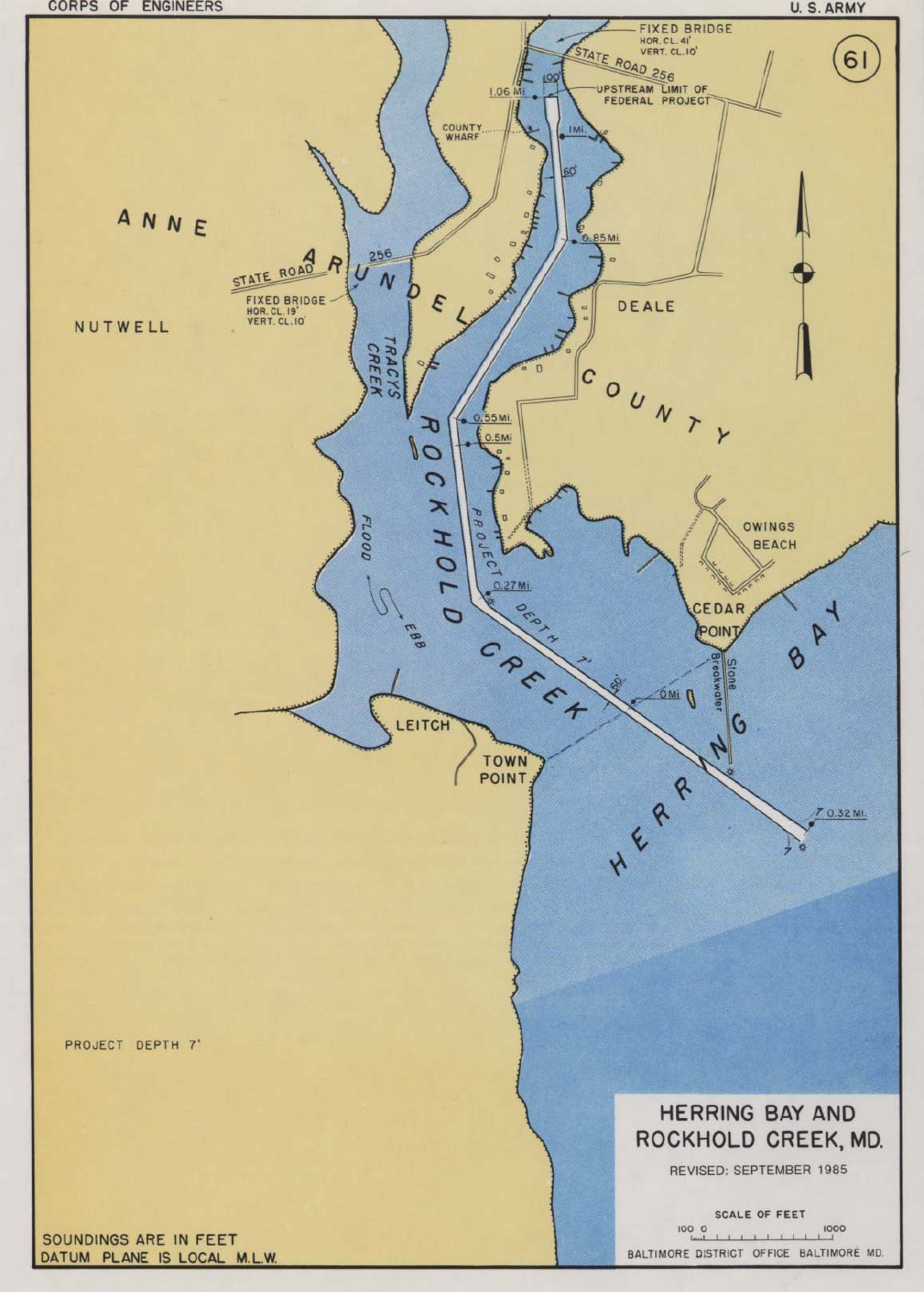CORPS OF ENGINEERS

U. S. ARMY

61

FIXED BRIDGE
HOR. CL. 41'
VERT. CL. 10'

STATE ROAD 256

UPSTREAM LIMIT OF FEDERAL PROJECT

1.06 Mi

100'

COUNTY WHARF

1 Mi.

60'

0.85 Mi

ANNE ARUNDEL COUNTY

NUTWELL

STATE ROAD 256

FIXED BRIDGE
HOR. CL. 19'
VERT. CL. 10'

DEALE

TRACYS CREEK

ROCKHOLD CREEK

0.55 Mi.

0.5 Mi

FLOOD

EBB

PROJECT DEPTH 7'

0.27 Mi

60'

0 Mi

OWINGS BEACH

CEDAR POINT

Stone Breakwater

LEITCH

TOWN POINT

HERRING BAY

7 0.32 MI.

7

PROJECT DEPTH 7'

SOUNDINGS ARE IN FEET
DATUM PLANE IS LOCAL M.L.W.

# HERRING BAY AND ROCKHOLD CREEK, MD.

REVISED: SEPTEMBER 1985

SCALE OF FEET

100 0 1000

BALTIMORE DISTRICT OFFICE BALTIMORE MD.